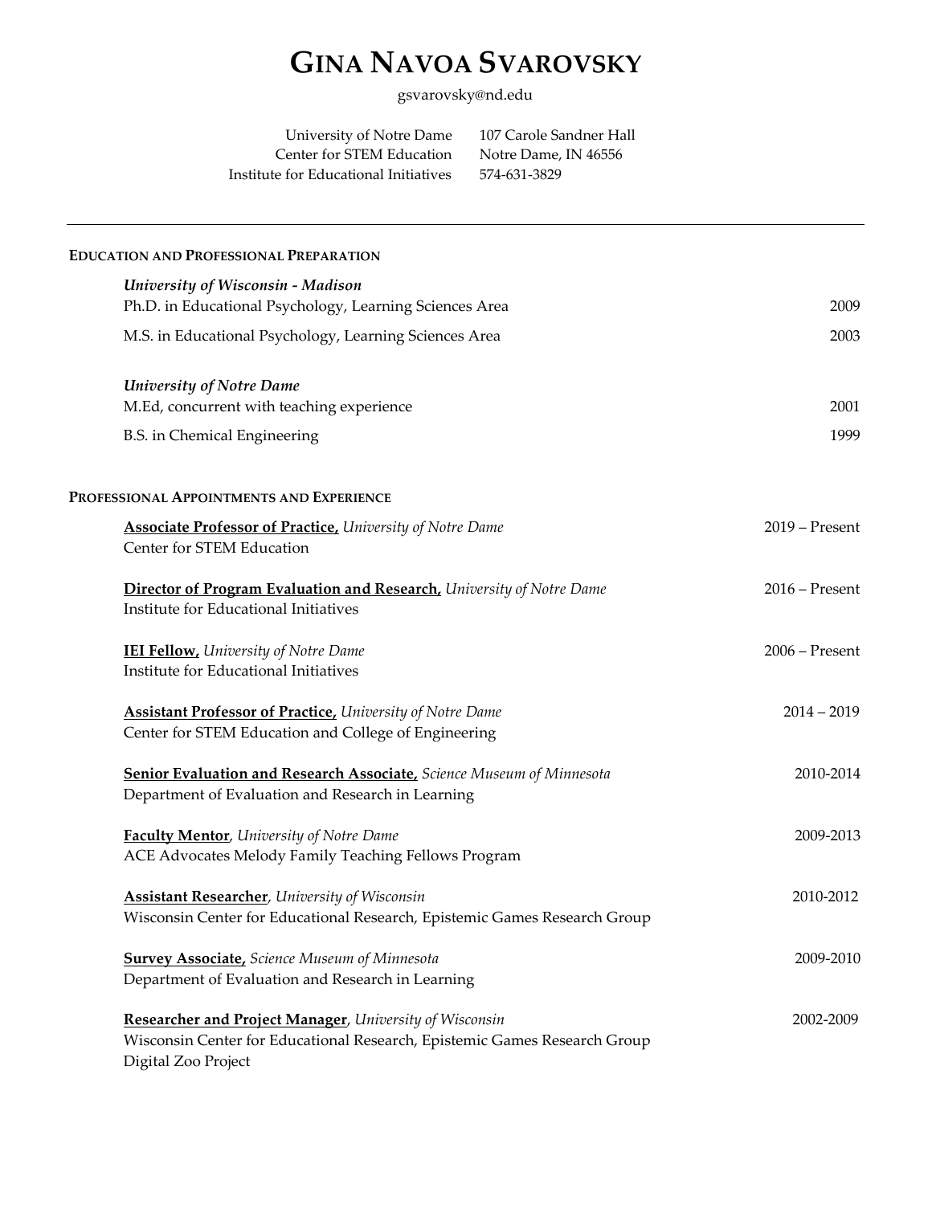# GINA NAVOA SVAROVSKY

gsvarovsky@nd.edu

University of Notre Dame
Center for STEM Education
Institute for Educational Initiatives

107 Carole Sandner Hall
Notre Dame, IN 46556
574-631-3829

---

## EDUCATION AND PROFESSIONAL PREPARATION

***University of Wisconsin - Madison***

Ph.D. in Educational Psychology, Learning Sciences Area — 2009

M.S. in Educational Psychology, Learning Sciences Area — 2003

***University of Notre Dame***

M.Ed, concurrent with teaching experience — 2001

B.S. in Chemical Engineering — 1999

## PROFESSIONAL APPOINTMENTS AND EXPERIENCE

**Associate Professor of Practice,** *University of Notre Dame* — 2019 – Present
Center for STEM Education

**Director of Program Evaluation and Research,** *University of Notre Dame* — 2016 – Present
Institute for Educational Initiatives

**IEI Fellow,** *University of Notre Dame* — 2006 – Present
Institute for Educational Initiatives

**Assistant Professor of Practice,** *University of Notre Dame* — 2014 – 2019
Center for STEM Education and College of Engineering

**Senior Evaluation and Research Associate,** *Science Museum of Minnesota* — 2010-2014
Department of Evaluation and Research in Learning

**Faculty Mentor**, *University of Notre Dame* — 2009-2013
ACE Advocates Melody Family Teaching Fellows Program

**Assistant Researcher**, *University of Wisconsin* — 2010-2012
Wisconsin Center for Educational Research, Epistemic Games Research Group

**Survey Associate,** *Science Museum of Minnesota* — 2009-2010
Department of Evaluation and Research in Learning

**Researcher and Project Manager**, *University of Wisconsin* — 2002-2009
Wisconsin Center for Educational Research, Epistemic Games Research Group
Digital Zoo Project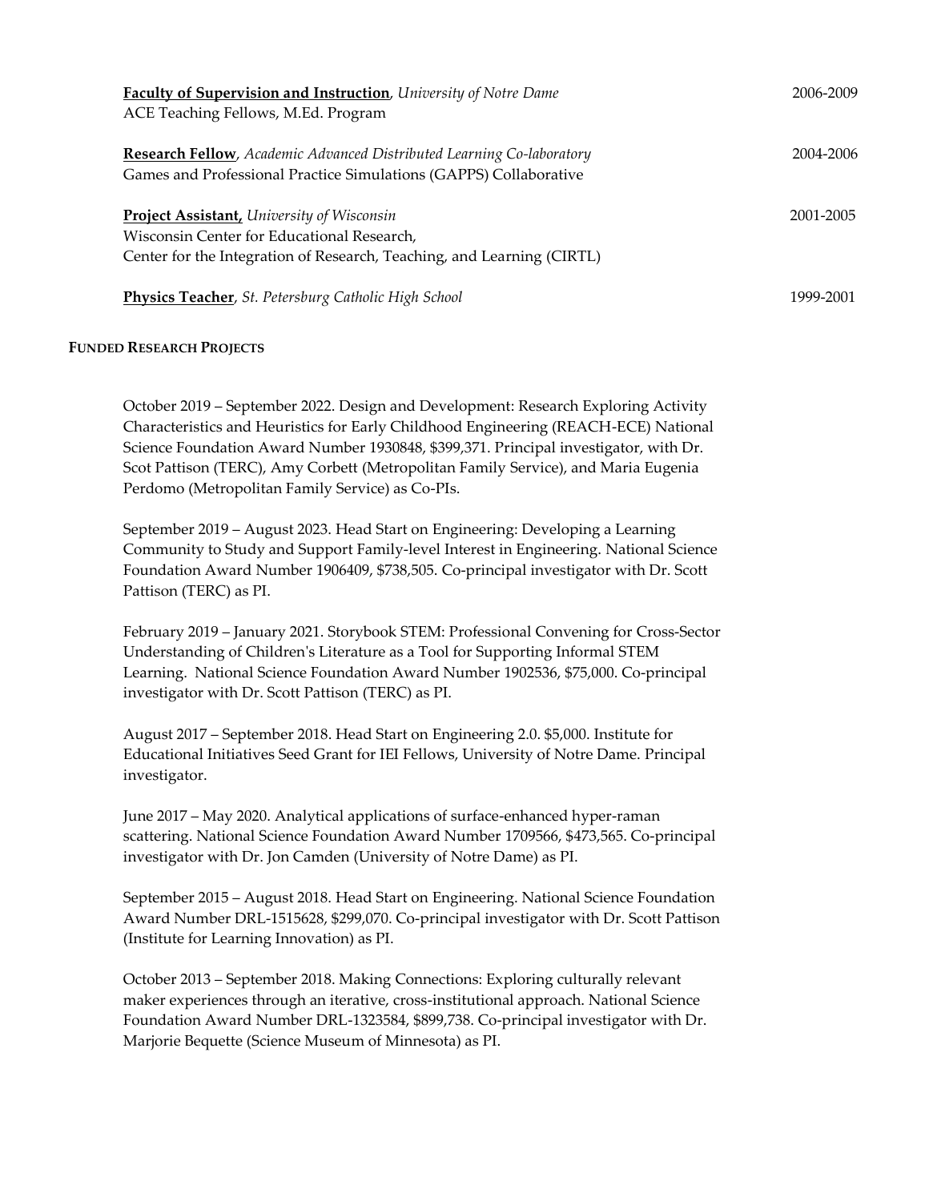**Faculty of Supervision and Instruction**, *University of Notre Dame* 2006-2009
ACE Teaching Fellows, M.Ed. Program

**Research Fellow**, *Academic Advanced Distributed Learning Co-laboratory* 2004-2006
Games and Professional Practice Simulations (GAPPS) Collaborative

**Project Assistant,** *University of Wisconsin* 2001-2005
Wisconsin Center for Educational Research,
Center for the Integration of Research, Teaching, and Learning (CIRTL)

**Physics Teacher**, *St. Petersburg Catholic High School* 1999-2001

## FUNDED RESEARCH PROJECTS

October 2019 – September 2022. Design and Development: Research Exploring Activity Characteristics and Heuristics for Early Childhood Engineering (REACH-ECE) National Science Foundation Award Number 1930848, $399,371. Principal investigator, with Dr. Scot Pattison (TERC), Amy Corbett (Metropolitan Family Service), and Maria Eugenia Perdomo (Metropolitan Family Service) as Co-PIs.

September 2019 – August 2023. Head Start on Engineering: Developing a Learning Community to Study and Support Family-level Interest in Engineering. National Science Foundation Award Number 1906409, $738,505. Co-principal investigator with Dr. Scott Pattison (TERC) as PI.

February 2019 – January 2021. Storybook STEM: Professional Convening for Cross-Sector Understanding of Children's Literature as a Tool for Supporting Informal STEM Learning. National Science Foundation Award Number 1902536, $75,000. Co-principal investigator with Dr. Scott Pattison (TERC) as PI.

August 2017 – September 2018. Head Start on Engineering 2.0. $5,000. Institute for Educational Initiatives Seed Grant for IEI Fellows, University of Notre Dame. Principal investigator.

June 2017 – May 2020. Analytical applications of surface-enhanced hyper-raman scattering. National Science Foundation Award Number 1709566, $473,565. Co-principal investigator with Dr. Jon Camden (University of Notre Dame) as PI.

September 2015 – August 2018. Head Start on Engineering. National Science Foundation Award Number DRL-1515628, $299,070. Co-principal investigator with Dr. Scott Pattison (Institute for Learning Innovation) as PI.

October 2013 – September 2018. Making Connections: Exploring culturally relevant maker experiences through an iterative, cross-institutional approach. National Science Foundation Award Number DRL-1323584, $899,738. Co-principal investigator with Dr. Marjorie Bequette (Science Museum of Minnesota) as PI.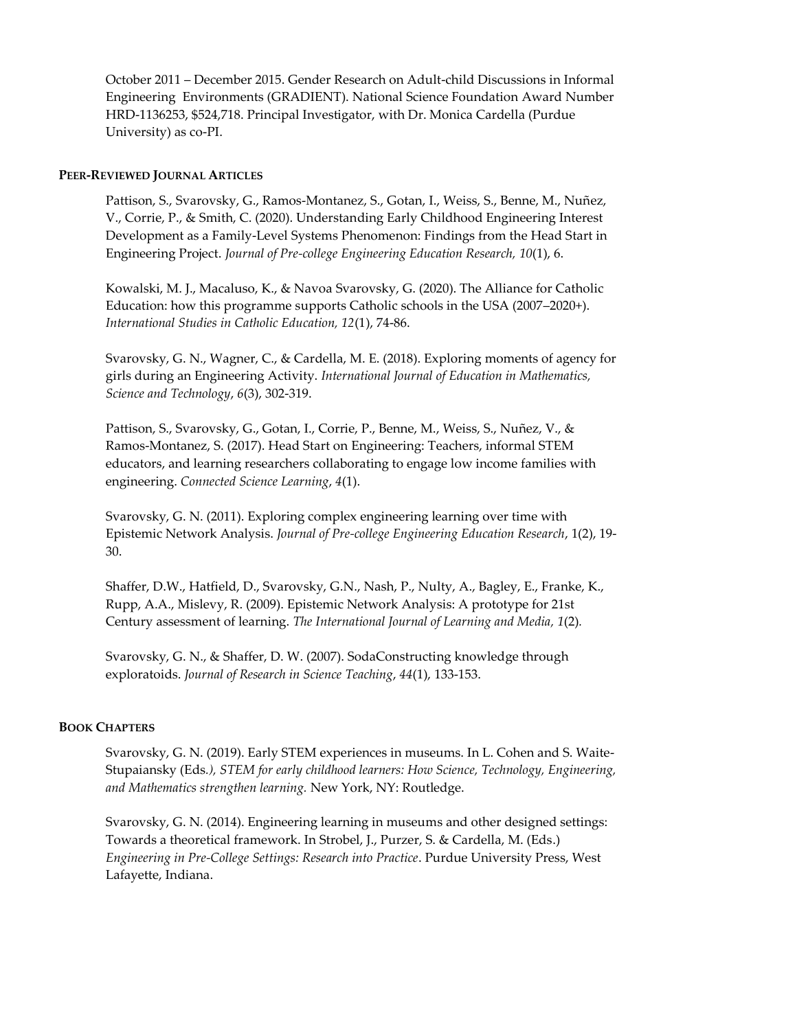October 2011 – December 2015. Gender Research on Adult-child Discussions in Informal Engineering Environments (GRADIENT). National Science Foundation Award Number HRD-1136253, $524,718. Principal Investigator, with Dr. Monica Cardella (Purdue University) as co-PI.

## Peer-Reviewed Journal Articles

Pattison, S., Svarovsky, G., Ramos-Montanez, S., Gotan, I., Weiss, S., Benne, M., Nuñez, V., Corrie, P., & Smith, C. (2020). Understanding Early Childhood Engineering Interest Development as a Family-Level Systems Phenomenon: Findings from the Head Start in Engineering Project. *Journal of Pre-college Engineering Education Research, 10*(1), 6.

Kowalski, M. J., Macaluso, K., & Navoa Svarovsky, G. (2020). The Alliance for Catholic Education: how this programme supports Catholic schools in the USA (2007–2020+). *International Studies in Catholic Education, 12*(1), 74-86.

Svarovsky, G. N., Wagner, C., & Cardella, M. E. (2018). Exploring moments of agency for girls during an Engineering Activity. *International Journal of Education in Mathematics, Science and Technology*, *6*(3), 302-319.

Pattison, S., Svarovsky, G., Gotan, I., Corrie, P., Benne, M., Weiss, S., Nuñez, V., & Ramos-Montanez, S. (2017). Head Start on Engineering: Teachers, informal STEM educators, and learning researchers collaborating to engage low income families with engineering. *Connected Science Learning*, *4*(1).

Svarovsky, G. N. (2011). Exploring complex engineering learning over time with Epistemic Network Analysis. *Journal of Pre-college Engineering Education Research*, 1(2), 19-30.

Shaffer, D.W., Hatfield, D., Svarovsky, G.N., Nash, P., Nulty, A., Bagley, E., Franke, K., Rupp, A.A., Mislevy, R. (2009). Epistemic Network Analysis: A prototype for 21st Century assessment of learning. *The International Journal of Learning and Media, 1*(2).

Svarovsky, G. N., & Shaffer, D. W. (2007). SodaConstructing knowledge through exploratoids. *Journal of Research in Science Teaching*, *44*(1), 133-153.

## Book Chapters

Svarovsky, G. N. (2019). Early STEM experiences in museums. In L. Cohen and S. Waite-Stupaiansky (Eds*.), STEM for early childhood learners: How Science, Technology, Engineering, and Mathematics strengthen learning.* New York, NY: Routledge.

Svarovsky, G. N. (2014). Engineering learning in museums and other designed settings: Towards a theoretical framework. In Strobel, J., Purzer, S. & Cardella, M. (Eds.) *Engineering in Pre-College Settings: Research into Practice*. Purdue University Press, West Lafayette, Indiana.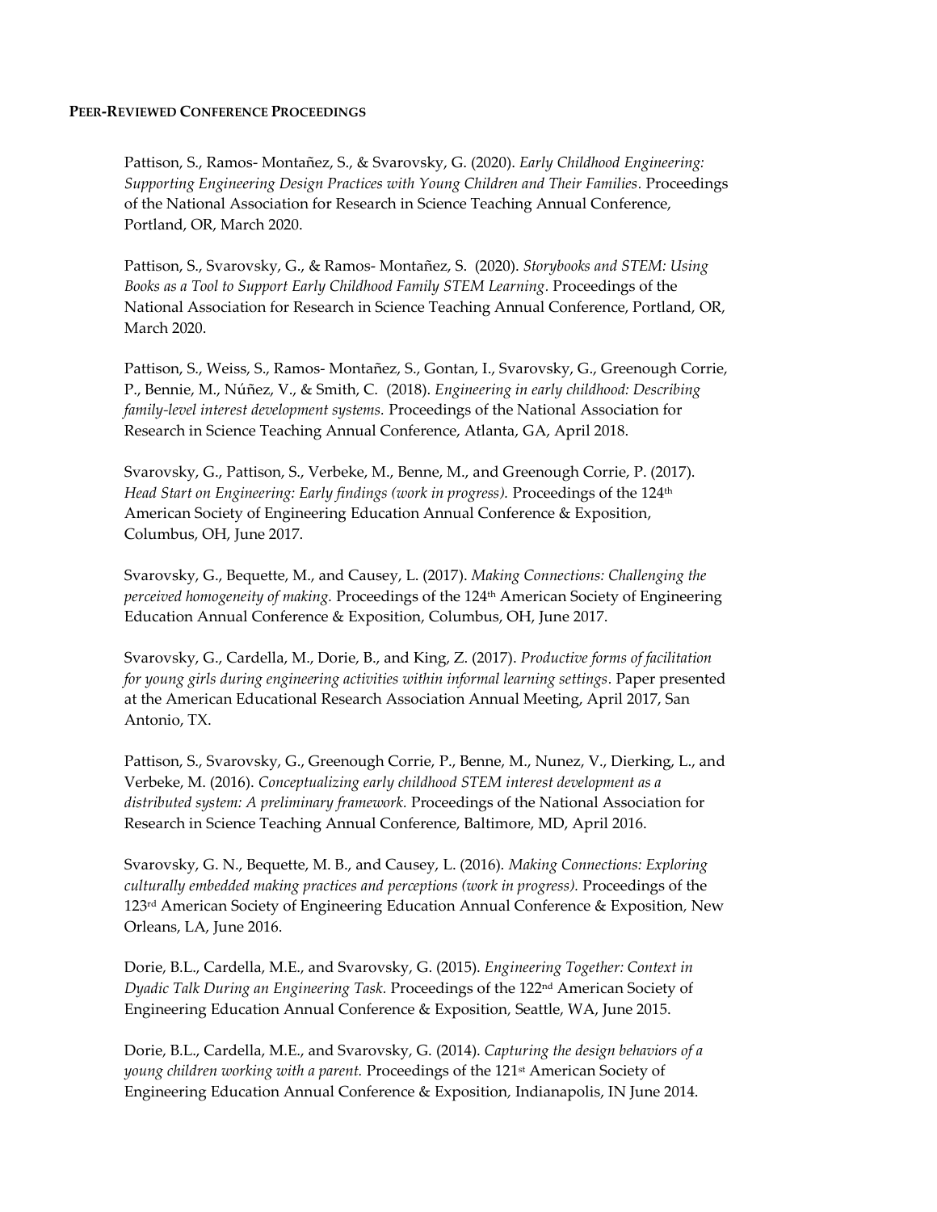## Peer-Reviewed Conference Proceedings

Pattison, S., Ramos- Montañez, S., & Svarovsky, G. (2020). *Early Childhood Engineering: Supporting Engineering Design Practices with Young Children and Their Families*. Proceedings of the National Association for Research in Science Teaching Annual Conference, Portland, OR, March 2020.

Pattison, S., Svarovsky, G., & Ramos- Montañez, S. (2020). *Storybooks and STEM: Using Books as a Tool to Support Early Childhood Family STEM Learning.* Proceedings of the National Association for Research in Science Teaching Annual Conference, Portland, OR, March 2020.

Pattison, S., Weiss, S., Ramos- Montañez, S., Gontan, I., Svarovsky, G., Greenough Corrie, P., Bennie, M., Núñez, V., & Smith, C. (2018). *Engineering in early childhood: Describing family-level interest development systems.* Proceedings of the National Association for Research in Science Teaching Annual Conference, Atlanta, GA, April 2018.

Svarovsky, G., Pattison, S., Verbeke, M., Benne, M., and Greenough Corrie, P. (2017). *Head Start on Engineering: Early findings (work in progress).* Proceedings of the 124th American Society of Engineering Education Annual Conference & Exposition, Columbus, OH, June 2017.

Svarovsky, G., Bequette, M., and Causey, L. (2017). *Making Connections: Challenging the perceived homogeneity of making.* Proceedings of the 124th American Society of Engineering Education Annual Conference & Exposition, Columbus, OH, June 2017.

Svarovsky, G., Cardella, M., Dorie, B., and King, Z. (2017). *Productive forms of facilitation for young girls during engineering activities within informal learning settings*. Paper presented at the American Educational Research Association Annual Meeting, April 2017, San Antonio, TX.

Pattison, S., Svarovsky, G., Greenough Corrie, P., Benne, M., Nunez, V., Dierking, L., and Verbeke, M. (2016). *Conceptualizing early childhood STEM interest development as a distributed system: A preliminary framework.* Proceedings of the National Association for Research in Science Teaching Annual Conference, Baltimore, MD, April 2016.

Svarovsky, G. N., Bequette, M. B., and Causey, L. (2016). *Making Connections: Exploring culturally embedded making practices and perceptions (work in progress).* Proceedings of the 123rd American Society of Engineering Education Annual Conference & Exposition, New Orleans, LA, June 2016.

Dorie, B.L., Cardella, M.E., and Svarovsky, G. (2015). *Engineering Together: Context in Dyadic Talk During an Engineering Task.* Proceedings of the 122nd American Society of Engineering Education Annual Conference & Exposition, Seattle, WA, June 2015.

Dorie, B.L., Cardella, M.E., and Svarovsky, G. (2014). *Capturing the design behaviors of a young children working with a parent.* Proceedings of the 121st American Society of Engineering Education Annual Conference & Exposition, Indianapolis, IN June 2014.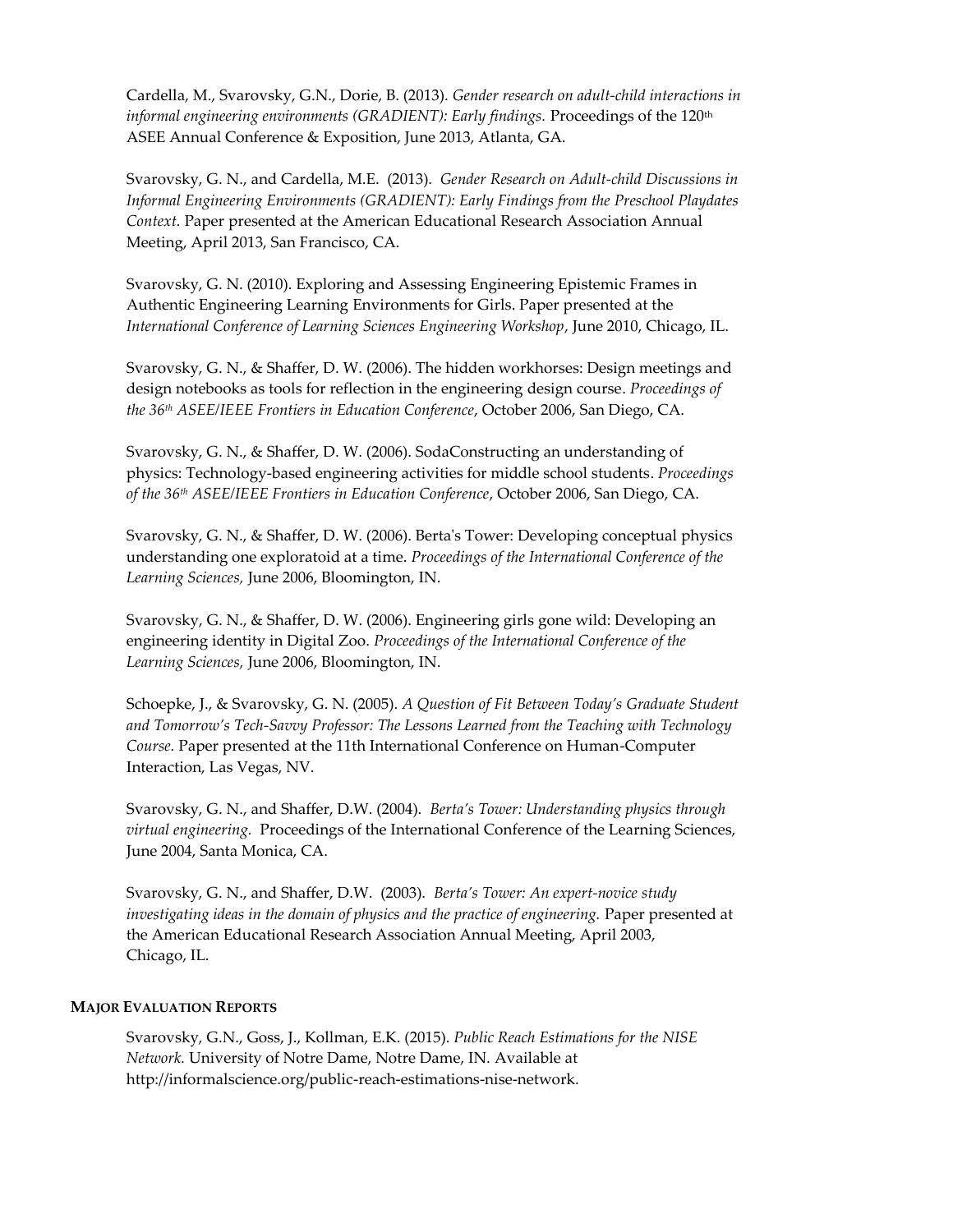Cardella, M., Svarovsky, G.N., Dorie, B. (2013). *Gender research on adult-child interactions in informal engineering environments (GRADIENT): Early findings.* Proceedings of the 120th ASEE Annual Conference & Exposition, June 2013, Atlanta, GA.

Svarovsky, G. N., and Cardella, M.E. (2013). *Gender Research on Adult-child Discussions in Informal Engineering Environments (GRADIENT): Early Findings from the Preschool Playdates Context.* Paper presented at the American Educational Research Association Annual Meeting, April 2013, San Francisco, CA.

Svarovsky, G. N. (2010). Exploring and Assessing Engineering Epistemic Frames in Authentic Engineering Learning Environments for Girls. Paper presented at the *International Conference of Learning Sciences Engineering Workshop*, June 2010, Chicago, IL.

Svarovsky, G. N., & Shaffer, D. W. (2006). The hidden workhorses: Design meetings and design notebooks as tools for reflection in the engineering design course. *Proceedings of the 36th ASEE/IEEE Frontiers in Education Conference*, October 2006, San Diego, CA.

Svarovsky, G. N., & Shaffer, D. W. (2006). SodaConstructing an understanding of physics: Technology-based engineering activities for middle school students. *Proceedings of the 36th ASEE/IEEE Frontiers in Education Conference*, October 2006, San Diego, CA.

Svarovsky, G. N., & Shaffer, D. W. (2006). Berta's Tower: Developing conceptual physics understanding one exploratoid at a time. *Proceedings of the International Conference of the Learning Sciences,* June 2006, Bloomington, IN.

Svarovsky, G. N., & Shaffer, D. W. (2006). Engineering girls gone wild: Developing an engineering identity in Digital Zoo. *Proceedings of the International Conference of the Learning Sciences,* June 2006, Bloomington, IN.

Schoepke, J., & Svarovsky, G. N. (2005). *A Question of Fit Between Today's Graduate Student and Tomorrow's Tech-Savvy Professor: The Lessons Learned from the Teaching with Technology Course.* Paper presented at the 11th International Conference on Human-Computer Interaction, Las Vegas, NV.

Svarovsky, G. N., and Shaffer, D.W. (2004). *Berta's Tower: Understanding physics through virtual engineering.* Proceedings of the International Conference of the Learning Sciences, June 2004, Santa Monica, CA.

Svarovsky, G. N., and Shaffer, D.W. (2003). *Berta's Tower: An expert-novice study investigating ideas in the domain of physics and the practice of engineering.* Paper presented at the American Educational Research Association Annual Meeting, April 2003, Chicago, IL.

**MAJOR EVALUATION REPORTS**

Svarovsky, G.N., Goss, J., Kollman, E.K. (2015). *Public Reach Estimations for the NISE Network.* University of Notre Dame, Notre Dame, IN. Available at http://informalscience.org/public-reach-estimations-nise-network.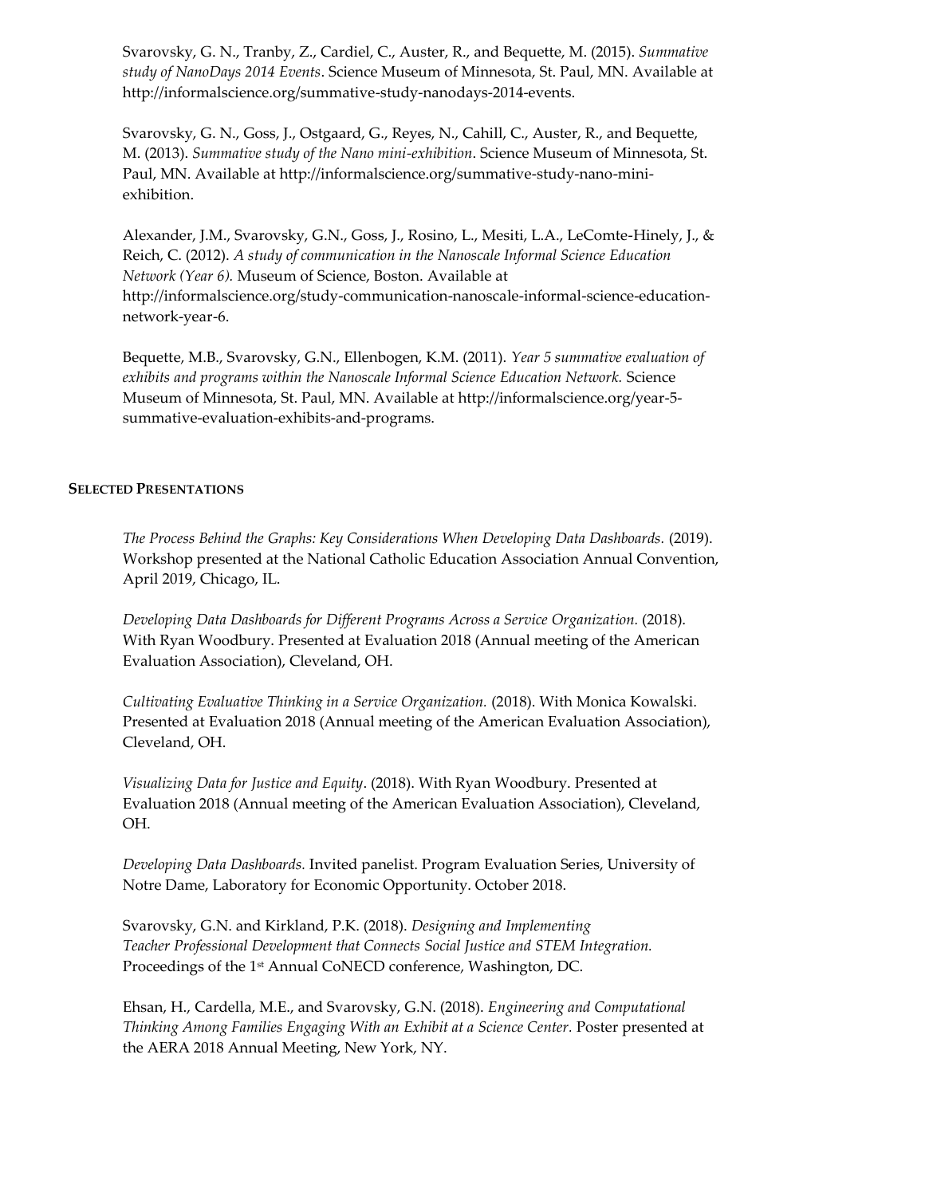Svarovsky, G. N., Tranby, Z., Cardiel, C., Auster, R., and Bequette, M. (2015). *Summative study of NanoDays 2014 Events*. Science Museum of Minnesota, St. Paul, MN. Available at http://informalscience.org/summative-study-nanodays-2014-events.

Svarovsky, G. N., Goss, J., Ostgaard, G., Reyes, N., Cahill, C., Auster, R., and Bequette, M. (2013). *Summative study of the Nano mini-exhibition*. Science Museum of Minnesota, St. Paul, MN. Available at http://informalscience.org/summative-study-nano-mini-exhibition.

Alexander, J.M., Svarovsky, G.N., Goss, J., Rosino, L., Mesiti, L.A., LeComte-Hinely, J., & Reich, C. (2012). *A study of communication in the Nanoscale Informal Science Education Network (Year 6).* Museum of Science, Boston. Available at http://informalscience.org/study-communication-nanoscale-informal-science-education-network-year-6.

Bequette, M.B., Svarovsky, G.N., Ellenbogen, K.M. (2011). *Year 5 summative evaluation of exhibits and programs within the Nanoscale Informal Science Education Network.* Science Museum of Minnesota, St. Paul, MN. Available at http://informalscience.org/year-5-summative-evaluation-exhibits-and-programs.

## SELECTED PRESENTATIONS

*The Process Behind the Graphs: Key Considerations When Developing Data Dashboards.* (2019). Workshop presented at the National Catholic Education Association Annual Convention, April 2019, Chicago, IL.

*Developing Data Dashboards for Different Programs Across a Service Organization.* (2018). With Ryan Woodbury. Presented at Evaluation 2018 (Annual meeting of the American Evaluation Association), Cleveland, OH.

*Cultivating Evaluative Thinking in a Service Organization.* (2018). With Monica Kowalski. Presented at Evaluation 2018 (Annual meeting of the American Evaluation Association), Cleveland, OH.

*Visualizing Data for Justice and Equity*. (2018). With Ryan Woodbury. Presented at Evaluation 2018 (Annual meeting of the American Evaluation Association), Cleveland, OH.

*Developing Data Dashboards.* Invited panelist. Program Evaluation Series, University of Notre Dame, Laboratory for Economic Opportunity. October 2018.

Svarovsky, G.N. and Kirkland, P.K. (2018). *Designing and Implementing Teacher Professional Development that Connects Social Justice and STEM Integration.* Proceedings of the 1st Annual CoNECD conference, Washington, DC.

Ehsan, H., Cardella, M.E., and Svarovsky, G.N. (2018). *Engineering and Computational Thinking Among Families Engaging With an Exhibit at a Science Center.* Poster presented at the AERA 2018 Annual Meeting, New York, NY.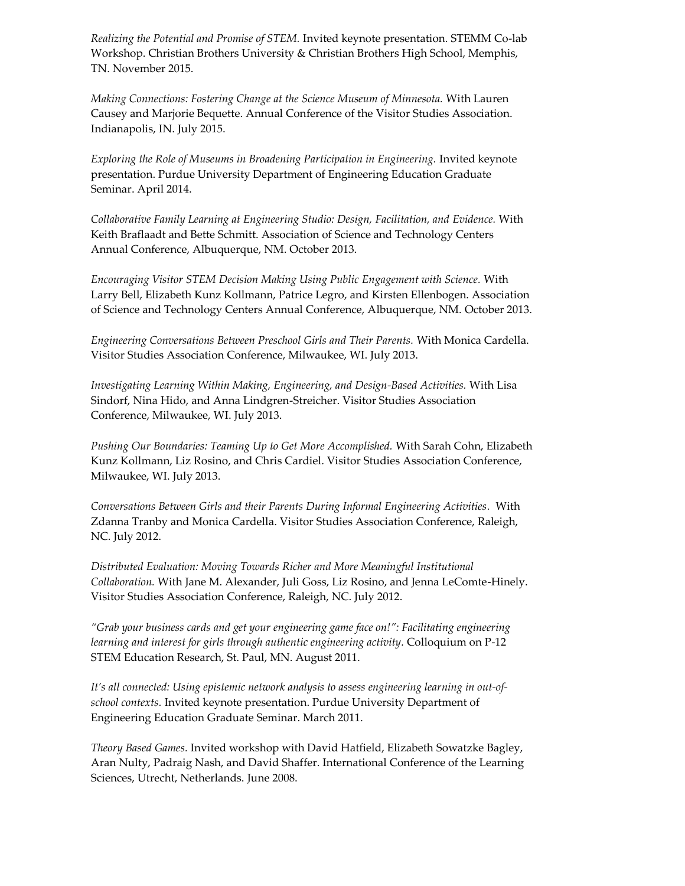*Realizing the Potential and Promise of STEM.* Invited keynote presentation. STEMM Co-lab Workshop. Christian Brothers University & Christian Brothers High School, Memphis, TN. November 2015.

*Making Connections: Fostering Change at the Science Museum of Minnesota.* With Lauren Causey and Marjorie Bequette. Annual Conference of the Visitor Studies Association. Indianapolis, IN. July 2015.

*Exploring the Role of Museums in Broadening Participation in Engineering.* Invited keynote presentation. Purdue University Department of Engineering Education Graduate Seminar. April 2014.

*Collaborative Family Learning at Engineering Studio: Design, Facilitation, and Evidence.* With Keith Braflaadt and Bette Schmitt. Association of Science and Technology Centers Annual Conference, Albuquerque, NM. October 2013.

*Encouraging Visitor STEM Decision Making Using Public Engagement with Science.* With Larry Bell, Elizabeth Kunz Kollmann, Patrice Legro, and Kirsten Ellenbogen. Association of Science and Technology Centers Annual Conference, Albuquerque, NM. October 2013.

*Engineering Conversations Between Preschool Girls and Their Parents.* With Monica Cardella. Visitor Studies Association Conference, Milwaukee, WI. July 2013.

*Investigating Learning Within Making, Engineering, and Design-Based Activities.* With Lisa Sindorf, Nina Hido, and Anna Lindgren-Streicher. Visitor Studies Association Conference, Milwaukee, WI. July 2013.

*Pushing Our Boundaries: Teaming Up to Get More Accomplished.* With Sarah Cohn, Elizabeth Kunz Kollmann, Liz Rosino, and Chris Cardiel. Visitor Studies Association Conference, Milwaukee, WI. July 2013.

*Conversations Between Girls and their Parents During Informal Engineering Activities*. With Zdanna Tranby and Monica Cardella. Visitor Studies Association Conference, Raleigh, NC. July 2012.

*Distributed Evaluation: Moving Towards Richer and More Meaningful Institutional Collaboration.* With Jane M. Alexander, Juli Goss, Liz Rosino, and Jenna LeComte-Hinely. Visitor Studies Association Conference, Raleigh, NC. July 2012.

*"Grab your business cards and get your engineering game face on!": Facilitating engineering learning and interest for girls through authentic engineering activity.* Colloquium on P-12 STEM Education Research, St. Paul, MN. August 2011.

*It's all connected: Using epistemic network analysis to assess engineering learning in out-of-school contexts.* Invited keynote presentation. Purdue University Department of Engineering Education Graduate Seminar. March 2011.

*Theory Based Games.* Invited workshop with David Hatfield, Elizabeth Sowatzke Bagley, Aran Nulty, Padraig Nash, and David Shaffer. International Conference of the Learning Sciences, Utrecht, Netherlands. June 2008.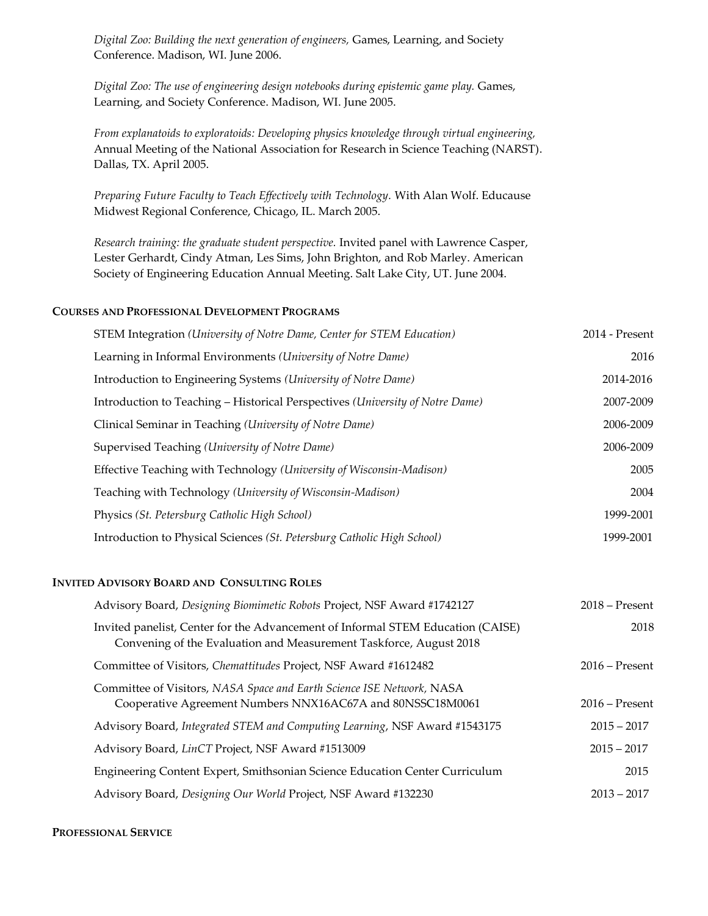*Digital Zoo: Building the next generation of engineers,* Games, Learning, and Society Conference. Madison, WI. June 2006.

*Digital Zoo: The use of engineering design notebooks during epistemic game play.* Games, Learning, and Society Conference. Madison, WI. June 2005.

*From explanatoids to exploratoids: Developing physics knowledge through virtual engineering,* Annual Meeting of the National Association for Research in Science Teaching (NARST). Dallas, TX. April 2005.

*Preparing Future Faculty to Teach Effectively with Technology.* With Alan Wolf. Educause Midwest Regional Conference, Chicago, IL. March 2005.

*Research training: the graduate student perspective.* Invited panel with Lawrence Casper, Lester Gerhardt, Cindy Atman, Les Sims, John Brighton, and Rob Marley. American Society of Engineering Education Annual Meeting. Salt Lake City, UT. June 2004.

## Courses and Professional Development Programs

| Course | Years |
|---|---|
| STEM Integration *(University of Notre Dame, Center for STEM Education)* | 2014 - Present |
| Learning in Informal Environments *(University of Notre Dame)* | 2016 |
| Introduction to Engineering Systems *(University of Notre Dame)* | 2014-2016 |
| Introduction to Teaching – Historical Perspectives *(University of Notre Dame)* | 2007-2009 |
| Clinical Seminar in Teaching *(University of Notre Dame)* | 2006-2009 |
| Supervised Teaching *(University of Notre Dame)* | 2006-2009 |
| Effective Teaching with Technology *(University of Wisconsin-Madison)* | 2005 |
| Teaching with Technology *(University of Wisconsin-Madison)* | 2004 |
| Physics *(St. Petersburg Catholic High School)* | 1999-2001 |
| Introduction to Physical Sciences *(St. Petersburg Catholic High School)* | 1999-2001 |

## Invited Advisory Board and Consulting Roles

| Role | Years |
|---|---|
| Advisory Board, *Designing Biomimetic Robots* Project, NSF Award #1742127 | 2018 – Present |
| Invited panelist, Center for the Advancement of Informal STEM Education (CAISE) Convening of the Evaluation and Measurement Taskforce, August 2018 | 2018 |
| Committee of Visitors, *Chemattitudes* Project, NSF Award #1612482 | 2016 – Present |
| Committee of Visitors, *NASA Space and Earth Science ISE Network*, NASA Cooperative Agreement Numbers NNX16AC67A and 80NSSC18M0061 | 2016 – Present |
| Advisory Board, *Integrated STEM and Computing Learning*, NSF Award #1543175 | 2015 – 2017 |
| Advisory Board, *LinCT* Project, NSF Award #1513009 | 2015 – 2017 |
| Engineering Content Expert, Smithsonian Science Education Center Curriculum | 2015 |
| Advisory Board, *Designing Our World* Project, NSF Award #132230 | 2013 – 2017 |

## Professional Service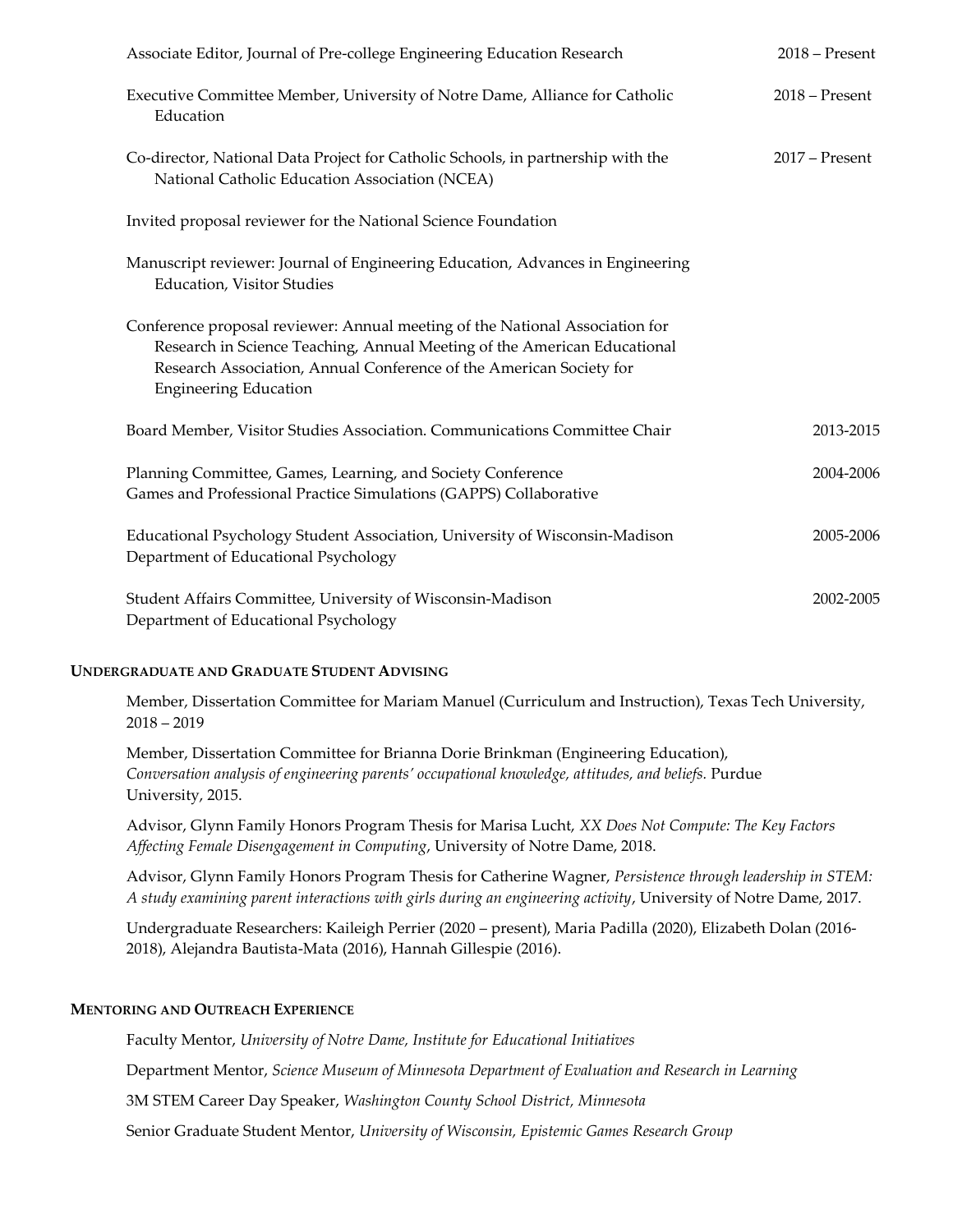Associate Editor, Journal of Pre-college Engineering Education Research 2018 – Present

Executive Committee Member, University of Notre Dame, Alliance for Catholic Education 2018 – Present

Co-director, National Data Project for Catholic Schools, in partnership with the National Catholic Education Association (NCEA) 2017 – Present

Invited proposal reviewer for the National Science Foundation

Manuscript reviewer: Journal of Engineering Education, Advances in Engineering Education, Visitor Studies

Conference proposal reviewer: Annual meeting of the National Association for Research in Science Teaching, Annual Meeting of the American Educational Research Association, Annual Conference of the American Society for Engineering Education

Board Member, Visitor Studies Association. Communications Committee Chair 2013-2015

Planning Committee, Games, Learning, and Society Conference 2004-2006
Games and Professional Practice Simulations (GAPPS) Collaborative

Educational Psychology Student Association, University of Wisconsin-Madison 2005-2006
Department of Educational Psychology

Student Affairs Committee, University of Wisconsin-Madison 2002-2005
Department of Educational Psychology

## UNDERGRADUATE AND GRADUATE STUDENT ADVISING

Member, Dissertation Committee for Mariam Manuel (Curriculum and Instruction), Texas Tech University, 2018 – 2019

Member, Dissertation Committee for Brianna Dorie Brinkman (Engineering Education), *Conversation analysis of engineering parents' occupational knowledge, attitudes, and beliefs.* Purdue University, 2015.

Advisor, Glynn Family Honors Program Thesis for Marisa Lucht, *XX Does Not Compute: The Key Factors Affecting Female Disengagement in Computing*, University of Notre Dame, 2018.

Advisor, Glynn Family Honors Program Thesis for Catherine Wagner, *Persistence through leadership in STEM: A study examining parent interactions with girls during an engineering activity*, University of Notre Dame, 2017.

Undergraduate Researchers: Kaileigh Perrier (2020 – present), Maria Padilla (2020), Elizabeth Dolan (2016-2018), Alejandra Bautista-Mata (2016), Hannah Gillespie (2016).

## MENTORING AND OUTREACH EXPERIENCE

Faculty Mentor, *University of Notre Dame, Institute for Educational Initiatives*

Department Mentor, *Science Museum of Minnesota Department of Evaluation and Research in Learning*

3M STEM Career Day Speaker, *Washington County School District, Minnesota*

Senior Graduate Student Mentor, *University of Wisconsin, Epistemic Games Research Group*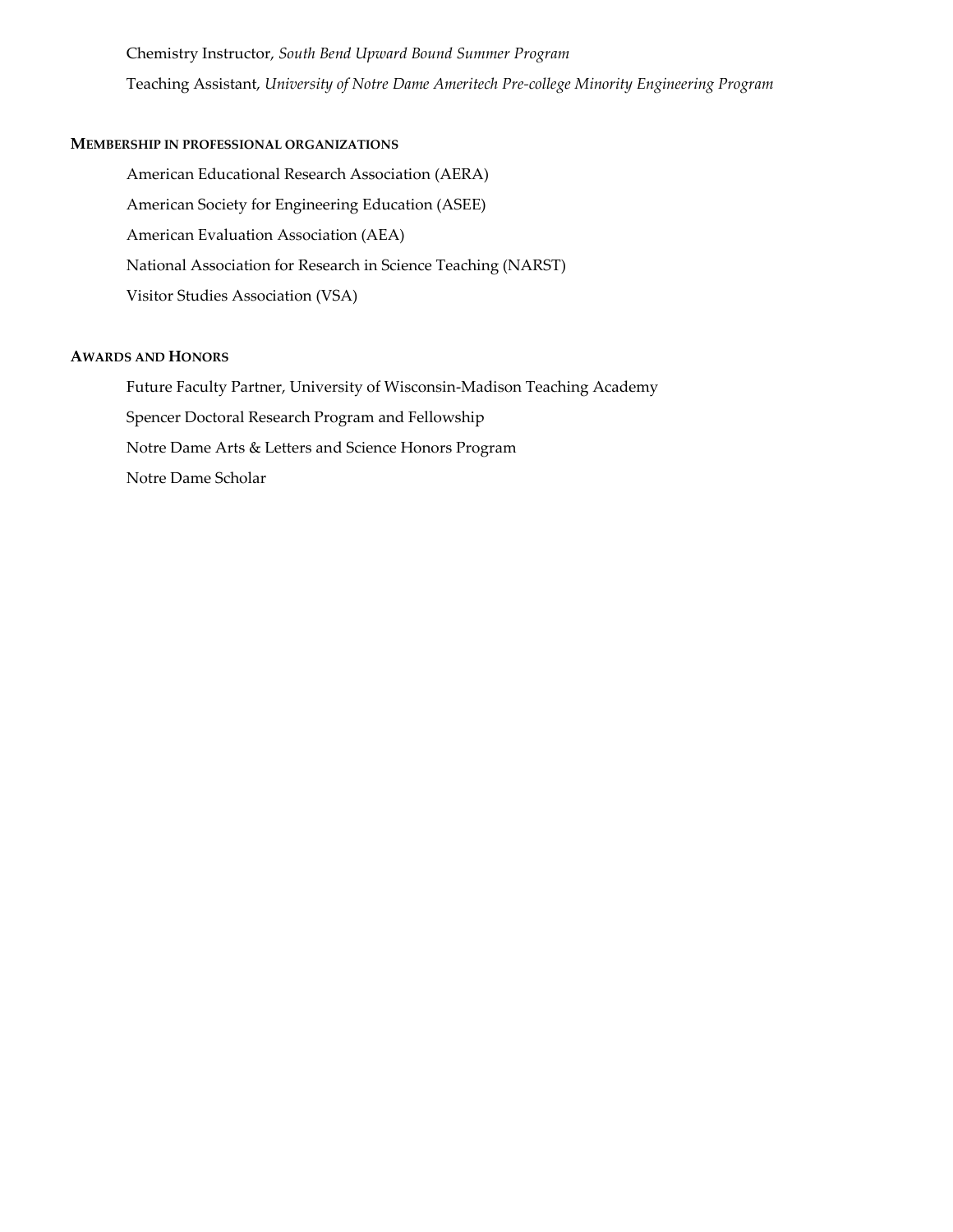Chemistry Instructor, *South Bend Upward Bound Summer Program*

Teaching Assistant, *University of Notre Dame Ameritech Pre-college Minority Engineering Program*

## MEMBERSHIP IN PROFESSIONAL ORGANIZATIONS

American Educational Research Association (AERA)

American Society for Engineering Education (ASEE)

American Evaluation Association (AEA)

National Association for Research in Science Teaching (NARST)

Visitor Studies Association (VSA)

## AWARDS AND HONORS

Future Faculty Partner, University of Wisconsin-Madison Teaching Academy

Spencer Doctoral Research Program and Fellowship

Notre Dame Arts & Letters and Science Honors Program

Notre Dame Scholar